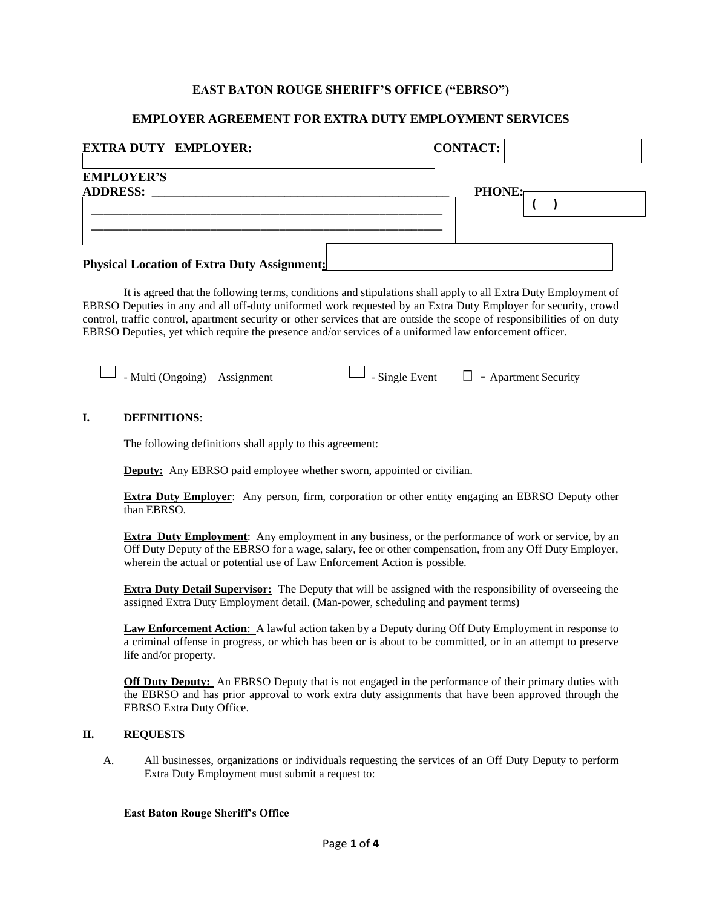# EAST BATON ROUGE SHERIFF'S OFFICE ("EBRSO")

## EMPLOYER AGREEMENT FOR EXTRA DUTY EMPLOYMENT SERVICES

**EXTRA DUTY EMPLOYER:** ______________________ **CONTACT:** ______________________

**EMPLOYER'S ADDRESS:** ______________________________________________ **PHONE:** ( )

______________________________________________

______________________________________________

**Physical Location of Extra Duty Assignment:** ______________________________________________

It is agreed that the following terms, conditions and stipulations shall apply to all Extra Duty Employment of EBRSO Deputies in any and all off-duty uniformed work requested by an Extra Duty Employer for security, crowd control, traffic control, apartment security or other services that are outside the scope of responsibilities of on duty EBRSO Deputies, yet which require the presence and/or services of a uniformed law enforcement officer.

☐ - Multi (Ongoing) – Assignment ☐ - Single Event ☐ - Apartment Security

### I. DEFINITIONS:

The following definitions shall apply to this agreement:

**Deputy:** Any EBRSO paid employee whether sworn, appointed or civilian.

**Extra Duty Employer**: Any person, firm, corporation or other entity engaging an EBRSO Deputy other than EBRSO.

**Extra Duty Employment**: Any employment in any business, or the performance of work or service, by an Off Duty Deputy of the EBRSO for a wage, salary, fee or other compensation, from any Off Duty Employer, wherein the actual or potential use of Law Enforcement Action is possible.

**Extra Duty Detail Supervisor:** The Deputy that will be assigned with the responsibility of overseeing the assigned Extra Duty Employment detail. (Man-power, scheduling and payment terms)

**Law Enforcement Action**: A lawful action taken by a Deputy during Off Duty Employment in response to a criminal offense in progress, or which has been or is about to be committed, or in an attempt to preserve life and/or property.

**Off Duty Deputy:** An EBRSO Deputy that is not engaged in the performance of their primary duties with the EBRSO and has prior approval to work extra duty assignments that have been approved through the EBRSO Extra Duty Office.

### II. REQUESTS

A. All businesses, organizations or individuals requesting the services of an Off Duty Deputy to perform Extra Duty Employment must submit a request to:

**East Baton Rouge Sheriff's Office**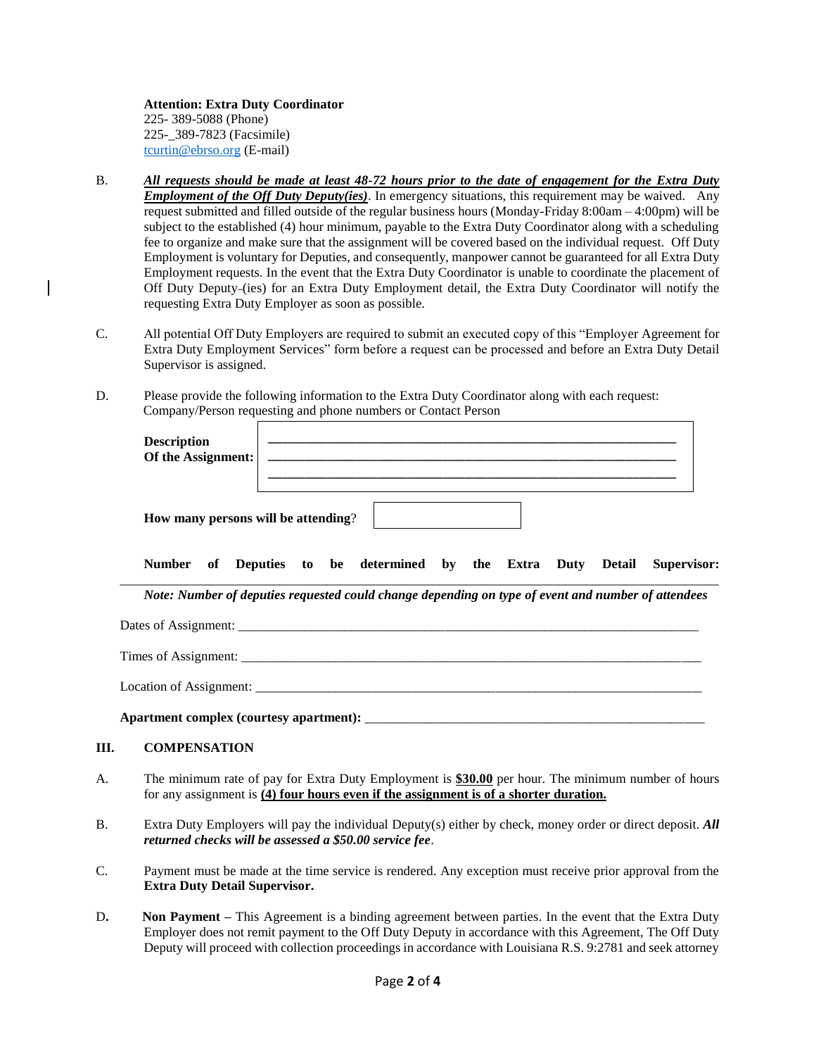**Attention: Extra Duty Coordinator**
225- 389-5088 (Phone)
225-_389-7823 (Facsimile)
tcurtin@ebrso.org (E-mail)

B. ***All requests should be made at least 48-72 hours prior to the date of engagement for the Extra Duty Employment of the Off Duty Deputy(ies)***. In emergency situations, this requirement may be waived. Any request submitted and filled outside of the regular business hours (Monday-Friday 8:00am – 4:00pm) will be subject to the established (4) hour minimum, payable to the Extra Duty Coordinator along with a scheduling fee to organize and make sure that the assignment will be covered based on the individual request. Off Duty Employment is voluntary for Deputies, and consequently, manpower cannot be guaranteed for all Extra Duty Employment requests. In the event that the Extra Duty Coordinator is unable to coordinate the placement of Off Duty Deputy-(ies) for an Extra Duty Employment detail, the Extra Duty Coordinator will notify the requesting Extra Duty Employer as soon as possible.

C. All potential Off Duty Employers are required to submit an executed copy of this "Employer Agreement for Extra Duty Employment Services" form before a request can be processed and before an Extra Duty Detail Supervisor is assigned.

D. Please provide the following information to the Extra Duty Coordinator along with each request:
Company/Person requesting and phone numbers or Contact Person

**Description Of the Assignment:** ________________________________________________________________
________________________________________________________________
________________________________________________________________

**How many persons will be attending**? ____________

**Number of Deputies to be determined by the Extra Duty Detail Supervisor:** ________________________________________________________________

***Note: Number of deputies requested could change depending on type of event and number of attendees***

Dates of Assignment: ________________________________________________________________

Times of Assignment: ________________________________________________________________

Location of Assignment: ________________________________________________________________

**Apartment complex (courtesy apartment):** ____________________________________________________

## III. COMPENSATION

A. The minimum rate of pay for Extra Duty Employment is **$30.00** per hour. The minimum number of hours for any assignment is **(4) four hours even if the assignment is of a shorter duration.**

B. Extra Duty Employers will pay the individual Deputy(s) either by check, money order or direct deposit. ***All returned checks will be assessed a $50.00 service fee***.

C. Payment must be made at the time service is rendered. Any exception must receive prior approval from the **Extra Duty Detail Supervisor.**

D. **Non Payment –** This Agreement is a binding agreement between parties. In the event that the Extra Duty Employer does not remit payment to the Off Duty Deputy in accordance with this Agreement, The Off Duty Deputy will proceed with collection proceedings in accordance with Louisiana R.S. 9:2781 and seek attorney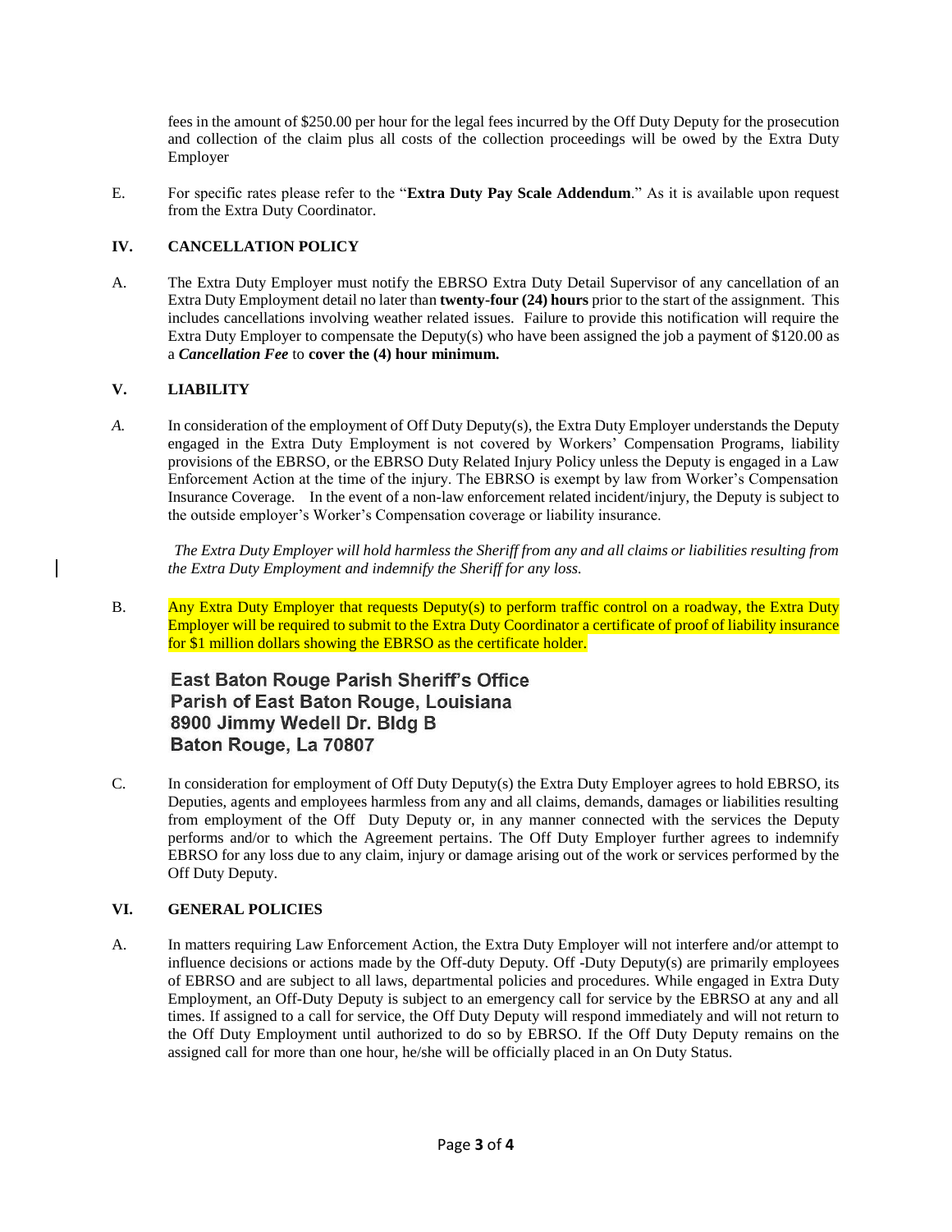fees in the amount of $250.00 per hour for the legal fees incurred by the Off Duty Deputy for the prosecution and collection of the claim plus all costs of the collection proceedings will be owed by the Extra Duty Employer

E. For specific rates please refer to the "**Extra Duty Pay Scale Addendum**." As it is available upon request from the Extra Duty Coordinator.

## IV. CANCELLATION POLICY

A. The Extra Duty Employer must notify the EBRSO Extra Duty Detail Supervisor of any cancellation of an Extra Duty Employment detail no later than **twenty-four (24) hours** prior to the start of the assignment. This includes cancellations involving weather related issues. Failure to provide this notification will require the Extra Duty Employer to compensate the Deputy(s) who have been assigned the job a payment of $120.00 as a ***Cancellation Fee*** to **cover the (4) hour minimum.**

## V. LIABILITY

*A.* In consideration of the employment of Off Duty Deputy(s), the Extra Duty Employer understands the Deputy engaged in the Extra Duty Employment is not covered by Workers' Compensation Programs, liability provisions of the EBRSO, or the EBRSO Duty Related Injury Policy unless the Deputy is engaged in a Law Enforcement Action at the time of the injury. The EBRSO is exempt by law from Worker's Compensation Insurance Coverage. In the event of a non-law enforcement related incident/injury, the Deputy is subject to the outside employer's Worker's Compensation coverage or liability insurance.

*The Extra Duty Employer will hold harmless the Sheriff from any and all claims or liabilities resulting from the Extra Duty Employment and indemnify the Sheriff for any loss.*

B. Any Extra Duty Employer that requests Deputy(s) to perform traffic control on a roadway, the Extra Duty Employer will be required to submit to the Extra Duty Coordinator a certificate of proof of liability insurance for $1 million dollars showing the EBRSO as the certificate holder.

**East Baton Rouge Parish Sheriff's Office**
**Parish of East Baton Rouge, Louisiana**
**8900 Jimmy Wedell Dr. Bldg B**
**Baton Rouge, La 70807**

C. In consideration for employment of Off Duty Deputy(s) the Extra Duty Employer agrees to hold EBRSO, its Deputies, agents and employees harmless from any and all claims, demands, damages or liabilities resulting from employment of the Off Duty Deputy or, in any manner connected with the services the Deputy performs and/or to which the Agreement pertains. The Off Duty Employer further agrees to indemnify EBRSO for any loss due to any claim, injury or damage arising out of the work or services performed by the Off Duty Deputy.

## VI. GENERAL POLICIES

A. In matters requiring Law Enforcement Action, the Extra Duty Employer will not interfere and/or attempt to influence decisions or actions made by the Off-duty Deputy. Off -Duty Deputy(s) are primarily employees of EBRSO and are subject to all laws, departmental policies and procedures. While engaged in Extra Duty Employment, an Off-Duty Deputy is subject to an emergency call for service by the EBRSO at any and all times. If assigned to a call for service, the Off Duty Deputy will respond immediately and will not return to the Off Duty Employment until authorized to do so by EBRSO. If the Off Duty Deputy remains on the assigned call for more than one hour, he/she will be officially placed in an On Duty Status.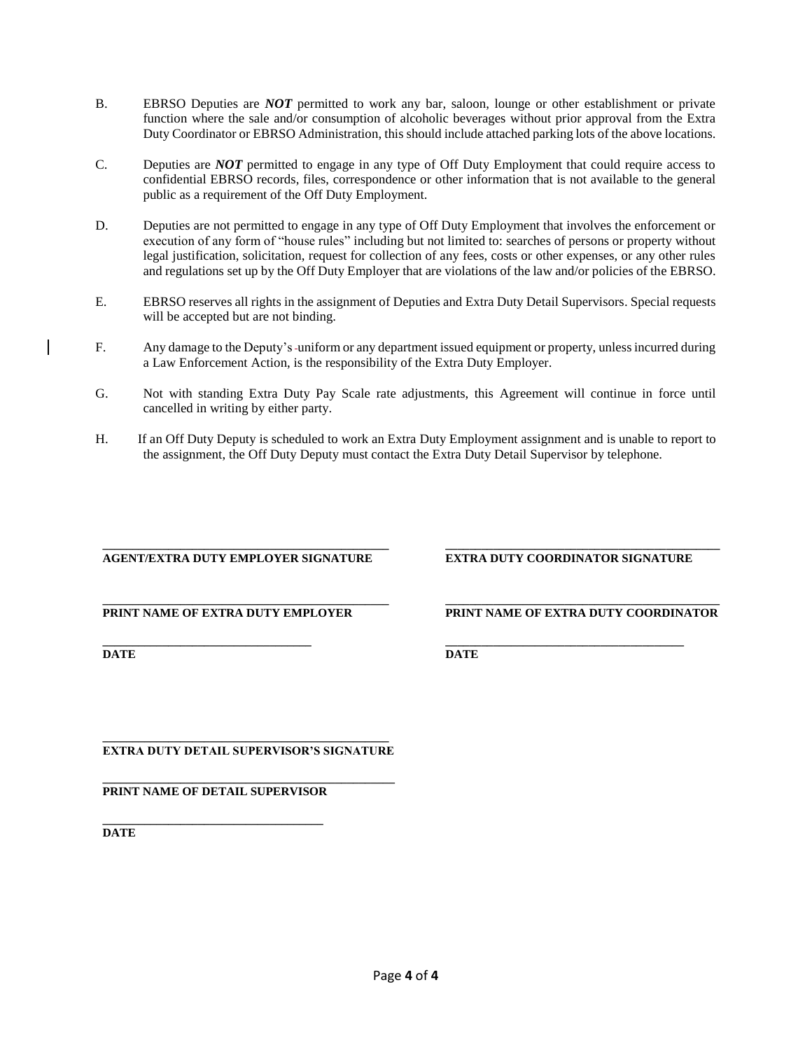B. EBRSO Deputies are ***NOT*** permitted to work any bar, saloon, lounge or other establishment or private function where the sale and/or consumption of alcoholic beverages without prior approval from the Extra Duty Coordinator or EBRSO Administration, this should include attached parking lots of the above locations.

C. Deputies are ***NOT*** permitted to engage in any type of Off Duty Employment that could require access to confidential EBRSO records, files, correspondence or other information that is not available to the general public as a requirement of the Off Duty Employment.

D. Deputies are not permitted to engage in any type of Off Duty Employment that involves the enforcement or execution of any form of "house rules" including but not limited to: searches of persons or property without legal justification, solicitation, request for collection of any fees, costs or other expenses, or any other rules and regulations set up by the Off Duty Employer that are violations of the law and/or policies of the EBRSO.

E. EBRSO reserves all rights in the assignment of Deputies and Extra Duty Detail Supervisors. Special requests will be accepted but are not binding.

F. Any damage to the Deputy's uniform or any department issued equipment or property, unless incurred during a Law Enforcement Action, is the responsibility of the Extra Duty Employer.

G. Not with standing Extra Duty Pay Scale rate adjustments, this Agreement will continue in force until cancelled in writing by either party.

H. If an Off Duty Deputy is scheduled to work an Extra Duty Employment assignment and is unable to report to the assignment, the Off Duty Deputy must contact the Extra Duty Detail Supervisor by telephone.

\_\_\_\_\_\_\_\_\_\_\_\_\_\_\_\_\_\_\_\_\_\_\_\_\_\_\_\_\_\_\_\_\_\_\_\_\_\_\_\_\_\_\_\_
**AGENT/EXTRA DUTY EMPLOYER SIGNATURE**

\_\_\_\_\_\_\_\_\_\_\_\_\_\_\_\_\_\_\_\_\_\_\_\_\_\_\_\_\_\_\_\_\_\_\_\_\_\_\_\_\_\_\_\_
**PRINT NAME OF EXTRA DUTY EMPLOYER**

\_\_\_\_\_\_\_\_\_\_\_\_\_\_\_\_\_\_\_\_\_\_\_\_\_\_\_\_\_\_\_\_\_\_
**DATE**

\_\_\_\_\_\_\_\_\_\_\_\_\_\_\_\_\_\_\_\_\_\_\_\_\_\_\_\_\_\_\_\_\_\_\_\_\_\_\_\_\_\_\_\_
**EXTRA DUTY COORDINATOR SIGNATURE**

\_\_\_\_\_\_\_\_\_\_\_\_\_\_\_\_\_\_\_\_\_\_\_\_\_\_\_\_\_\_\_\_\_\_\_\_\_\_\_\_\_\_\_\_
**PRINT NAME OF EXTRA DUTY COORDINATOR**

\_\_\_\_\_\_\_\_\_\_\_\_\_\_\_\_\_\_\_\_\_\_\_\_\_\_\_\_\_\_\_\_\_\_\_\_\_\_
**DATE**

\_\_\_\_\_\_\_\_\_\_\_\_\_\_\_\_\_\_\_\_\_\_\_\_\_\_\_\_\_\_\_\_\_\_\_\_\_\_\_\_\_\_\_\_
**EXTRA DUTY DETAIL SUPERVISOR'S SIGNATURE**

\_\_\_\_\_\_\_\_\_\_\_\_\_\_\_\_\_\_\_\_\_\_\_\_\_\_\_\_\_\_\_\_\_\_\_\_\_\_\_\_\_\_\_\_
**PRINT NAME OF DETAIL SUPERVISOR**

\_\_\_\_\_\_\_\_\_\_\_\_\_\_\_\_\_\_\_\_\_\_\_\_\_\_\_\_\_\_\_\_\_\_\_
**DATE**